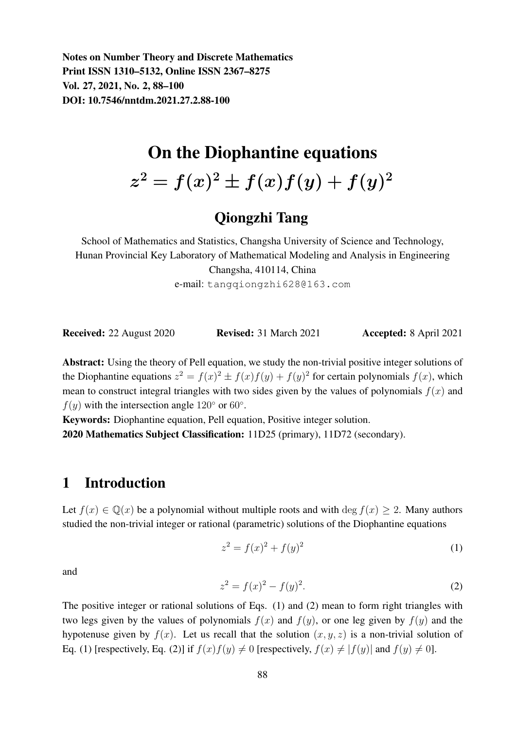**Notes on Number Theory and Discrete Mathematics**
**Print ISSN 1310–5132, Online ISSN 2367–8275**
**Vol. 27, 2021, No. 2, 88–100**
**DOI: 10.7546/nntdm.2021.27.2.88-100**

# On the Diophantine equations $z^2 = f(x)^2 \pm f(x)f(y) + f(y)^2$

## Qiongzhi Tang

School of Mathematics and Statistics, Changsha University of Science and Technology,
Hunan Provincial Key Laboratory of Mathematical Modeling and Analysis in Engineering
Changsha, 410114, China
e-mail: tangqiongzhi628@163.com

**Received:** 22 August 2020 **Revised:** 31 March 2021 **Accepted:** 8 April 2021

**Abstract:** Using the theory of Pell equation, we study the non-trivial positive integer solutions of the Diophantine equations $z^2 = f(x)^2 \pm f(x)f(y) + f(y)^2$ for certain polynomials $f(x)$, which mean to construct integral triangles with two sides given by the values of polynomials $f(x)$ and $f(y)$ with the intersection angle $120^\circ$ or $60^\circ$.

**Keywords:** Diophantine equation, Pell equation, Positive integer solution.

**2020 Mathematics Subject Classification:** 11D25 (primary), 11D72 (secondary).

## 1 Introduction

Let $f(x) \in \mathbb{Q}(x)$ be a polynomial without multiple roots and with $\deg f(x) \geq 2$. Many authors studied the non-trivial integer or rational (parametric) solutions of the Diophantine equations

$$z^2 = f(x)^2 + f(y)^2 \tag{1}$$

and

$$z^2 = f(x)^2 - f(y)^2. \tag{2}$$

The positive integer or rational solutions of Eqs. (1) and (2) mean to form right triangles with two legs given by the values of polynomials $f(x)$ and $f(y)$, or one leg given by $f(y)$ and the hypotenuse given by $f(x)$. Let us recall that the solution $(x, y, z)$ is a non-trivial solution of Eq. (1) [respectively, Eq. (2)] if $f(x)f(y) \neq 0$ [respectively, $f(x) \neq |f(y)|$ and $f(y) \neq 0$].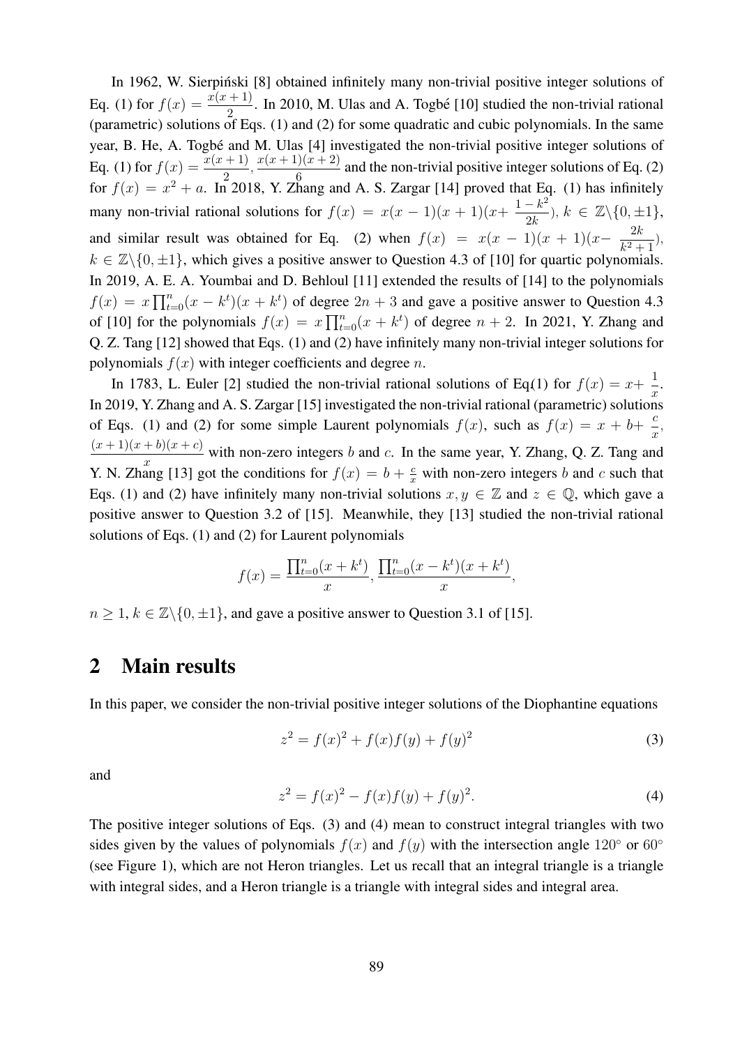In 1962, W. Sierpiński [8] obtained infinitely many non-trivial positive integer solutions of Eq. (1) for $f(x) = \frac{x(x+1)}{2}$. In 2010, M. Ulas and A. Togbé [10] studied the non-trivial rational (parametric) solutions of Eqs. (1) and (2) for some quadratic and cubic polynomials. In the same year, B. He, A. Togbé and M. Ulas [4] investigated the non-trivial positive integer solutions of Eq. (1) for $f(x) = \frac{x(x+1)}{2}, \frac{x(x+1)(x+2)}{6}$ and the non-trivial positive integer solutions of Eq. (2) for $f(x) = x^2 + a$. In 2018, Y. Zhang and A. S. Zargar [14] proved that Eq. (1) has infinitely many non-trivial rational solutions for $f(x) = x(x-1)(x+1)(x + \frac{1-k^2}{2k})$, $k \in \mathbb{Z}\backslash\{0, \pm 1\}$, and similar result was obtained for Eq. (2) when $f(x) = x(x-1)(x+1)(x - \frac{2k}{k^2+1})$, $k \in \mathbb{Z}\backslash\{0, \pm 1\}$, which gives a positive answer to Question 4.3 of [10] for quartic polynomials. In 2019, A. E. A. Youmbai and D. Behloul [11] extended the results of [14] to the polynomials $f(x) = x\prod_{t=0}^{n}(x-k^t)(x+k^t)$ of degree $2n+3$ and gave a positive answer to Question 4.3 of [10] for the polynomials $f(x) = x\prod_{t=0}^{n}(x+k^t)$ of degree $n+2$. In 2021, Y. Zhang and Q. Z. Tang [12] showed that Eqs. (1) and (2) have infinitely many non-trivial integer solutions for polynomials $f(x)$ with integer coefficients and degree $n$.

In 1783, L. Euler [2] studied the non-trivial rational solutions of Eq.(1) for $f(x) = x + \frac{1}{x}$. In 2019, Y. Zhang and A. S. Zargar [15] investigated the non-trivial rational (parametric) solutions of Eqs. (1) and (2) for some simple Laurent polynomials $f(x)$, such as $f(x) = x + b + \frac{c}{x}$, $\frac{(x+1)(x+b)(x+c)}{x}$ with non-zero integers $b$ and $c$. In the same year, Y. Zhang, Q. Z. Tang and Y. N. Zhang [13] got the conditions for $f(x) = b + \frac{c}{x}$ with non-zero integers $b$ and $c$ such that Eqs. (1) and (2) have infinitely many non-trivial solutions $x, y \in \mathbb{Z}$ and $z \in \mathbb{Q}$, which gave a positive answer to Question 3.2 of [15]. Meanwhile, they [13] studied the non-trivial rational solutions of Eqs. (1) and (2) for Laurent polynomials

$$f(x) = \frac{\prod_{t=0}^{n}(x+k^t)}{x}, \frac{\prod_{t=0}^{n}(x-k^t)(x+k^t)}{x},$$

$n \geq 1$, $k \in \mathbb{Z}\backslash\{0, \pm 1\}$, and gave a positive answer to Question 3.1 of [15].

## 2 Main results

In this paper, we consider the non-trivial positive integer solutions of the Diophantine equations

$$z^2 = f(x)^2 + f(x)f(y) + f(y)^2 \tag{3}$$

and

$$z^2 = f(x)^2 - f(x)f(y) + f(y)^2. \tag{4}$$

The positive integer solutions of Eqs. (3) and (4) mean to construct integral triangles with two sides given by the values of polynomials $f(x)$ and $f(y)$ with the intersection angle $120^\circ$ or $60^\circ$ (see Figure 1), which are not Heron triangles. Let us recall that an integral triangle is a triangle with integral sides, and a Heron triangle is a triangle with integral sides and integral area.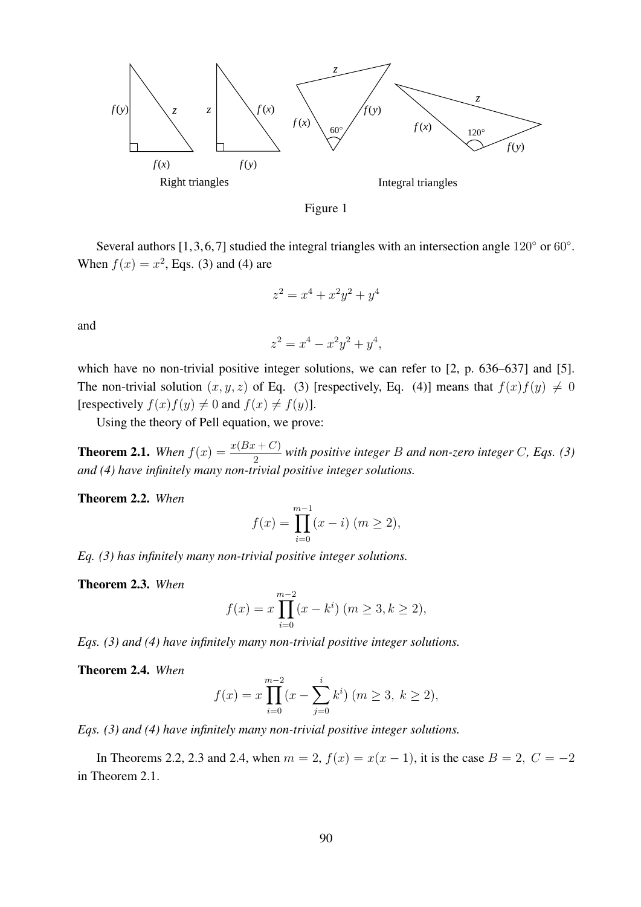Right triangles

Integral triangles

Figure 1

Several authors [1,3,6,7] studied the integral triangles with an intersection angle $120^\circ$ or $60^\circ$. When $f(x) = x^2$, Eqs. (3) and (4) are

$$z^2 = x^4 + x^2y^2 + y^4$$

and

$$z^2 = x^4 - x^2y^2 + y^4,$$

which have no non-trivial positive integer solutions, we can refer to [2, p. 636–637] and [5]. The non-trivial solution $(x, y, z)$ of Eq. (3) [respectively, Eq. (4)] means that $f(x)f(y) \neq 0$ [respectively $f(x)f(y) \neq 0$ and $f(x) \neq f(y)$].

Using the theory of Pell equation, we prove:

**Theorem 2.1.** *When $f(x) = \frac{x(Bx+C)}{2}$ with positive integer $B$ and non-zero integer $C$, Eqs. (3) and (4) have infinitely many non-trivial positive integer solutions.*

**Theorem 2.2.** *When*

$$f(x) = \prod_{i=0}^{m-1}(x-i) \ (m \geq 2),$$

*Eq. (3) has infinitely many non-trivial positive integer solutions.*

**Theorem 2.3.** *When*

$$f(x) = x\prod_{i=0}^{m-2}(x-k^i) \ (m \geq 3, k \geq 2),$$

*Eqs. (3) and (4) have infinitely many non-trivial positive integer solutions.*

**Theorem 2.4.** *When*

$$f(x) = x\prod_{i=0}^{m-2}(x - \sum_{j=0}^{i} k^i) \ (m \geq 3, \ k \geq 2),$$

*Eqs. (3) and (4) have infinitely many non-trivial positive integer solutions.*

In Theorems 2.2, 2.3 and 2.4, when $m = 2$, $f(x) = x(x-1)$, it is the case $B = 2, \ C = -2$ in Theorem 2.1.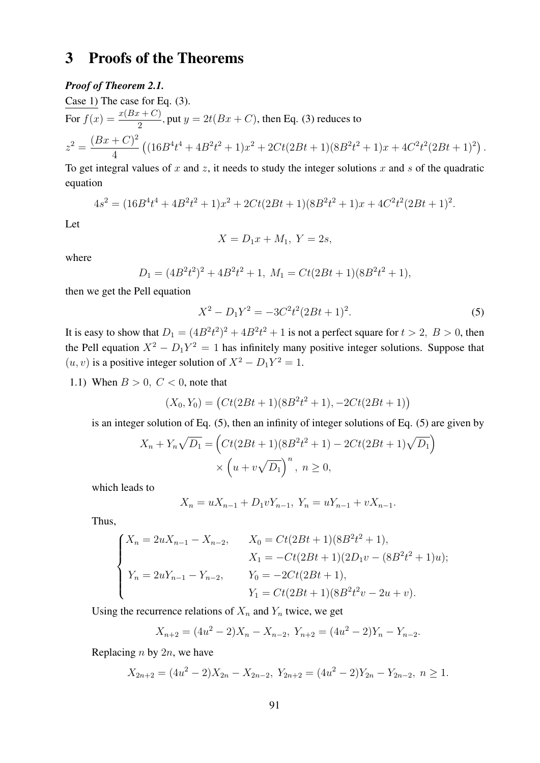# 3 Proofs of the Theorems

***Proof of Theorem 2.1.***

Case 1) The case for Eq. (3).

For $f(x) = \frac{x(Bx+C)}{2}$, put $y = 2t(Bx+C)$, then Eq. (3) reduces to

$$z^2 = \frac{(Bx+C)^2}{4}\left((16B^4t^4+4B^2t^2+1)x^2+2Ct(2Bt+1)(8B^2t^2+1)x+4C^2t^2(2Bt+1)^2\right).$$

To get integral values of $x$ and $z$, it needs to study the integer solutions $x$ and $s$ of the quadratic equation

$$4s^2 = (16B^4t^4+4B^2t^2+1)x^2+2Ct(2Bt+1)(8B^2t^2+1)x+4C^2t^2(2Bt+1)^2.$$

Let

$$X = D_1x+M_1,\ Y = 2s,$$

where

$$D_1 = (4B^2t^2)^2+4B^2t^2+1,\ M_1 = Ct(2Bt+1)(8B^2t^2+1),$$

then we get the Pell equation

$$X^2 - D_1Y^2 = -3C^2t^2(2Bt+1)^2. \tag{5}$$

It is easy to show that $D_1 = (4B^2t^2)^2+4B^2t^2+1$ is not a perfect square for $t>2,\ B>0$, then the Pell equation $X^2 - D_1Y^2 = 1$ has infinitely many positive integer solutions. Suppose that $(u,v)$ is a positive integer solution of $X^2 - D_1Y^2 = 1$.

1.1) When $B>0,\ C<0$, note that

$$(X_0, Y_0) = \left(Ct(2Bt+1)(8B^2t^2+1), -2Ct(2Bt+1)\right)$$

is an integer solution of Eq. (5), then an infinity of integer solutions of Eq. (5) are given by

$$X_n + Y_n\sqrt{D_1} = \left(Ct(2Bt+1)(8B^2t^2+1) - 2Ct(2Bt+1)\sqrt{D_1}\right) \times \left(u+v\sqrt{D_1}\right)^n,\ n \geq 0,$$

which leads to

$$X_n = uX_{n-1} + D_1vY_{n-1},\ Y_n = uY_{n-1} + vX_{n-1}.$$

Thus,

$$\begin{cases} X_n = 2uX_{n-1} - X_{n-2}, & X_0 = Ct(2Bt+1)(8B^2t^2+1), \\ & X_1 = -Ct(2Bt+1)(2D_1v - (8B^2t^2+1)u); \\ Y_n = 2uY_{n-1} - Y_{n-2}, & Y_0 = -2Ct(2Bt+1), \\ & Y_1 = Ct(2Bt+1)(8B^2t^2v - 2u + v). \end{cases}$$

Using the recurrence relations of $X_n$ and $Y_n$ twice, we get

$$X_{n+2} = (4u^2-2)X_n - X_{n-2},\ Y_{n+2} = (4u^2-2)Y_n - Y_{n-2}.$$

Replacing $n$ by $2n$, we have

$$X_{2n+2} = (4u^2-2)X_{2n} - X_{2n-2},\ Y_{2n+2} = (4u^2-2)Y_{2n} - Y_{2n-2},\ n \geq 1.$$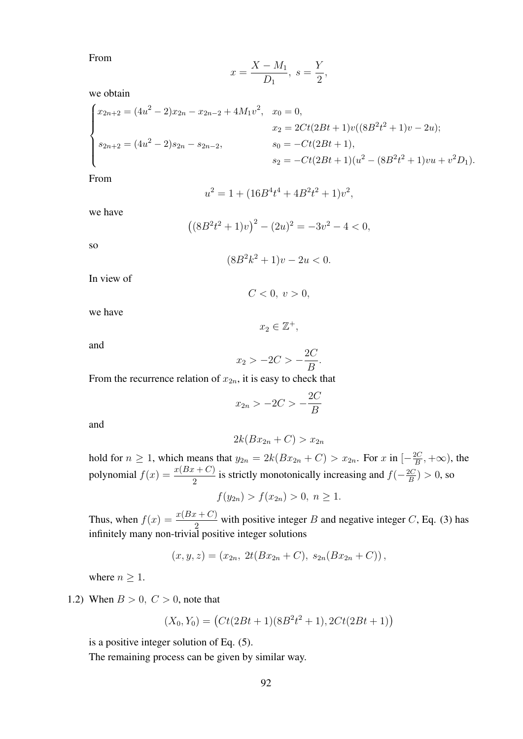From

$$x = \frac{X - M_1}{D_1}, \; s = \frac{Y}{2},$$

we obtain

$$\begin{cases} x_{2n+2} = (4u^2-2)x_{2n} - x_{2n-2} + 4M_1v^2, & x_0 = 0, \\ & x_2 = 2Ct(2Bt+1)v((8B^2t^2+1)v - 2u); \\ s_{2n+2} = (4u^2-2)s_{2n} - s_{2n-2}, & s_0 = -Ct(2Bt+1), \\ & s_2 = -Ct(2Bt+1)(u^2 - (8B^2t^2+1)vu + v^2D_1). \end{cases}$$

From

$$u^2 = 1 + (16B^4t^4 + 4B^2t^2 + 1)v^2,$$

we have

$$\left((8B^2t^2+1)v\right)^2 - (2u)^2 = -3v^2 - 4 < 0,$$

so

$$(8B^2k^2+1)v - 2u < 0.$$

In view of

$$C < 0, \; v > 0,$$

we have

$$x_2 \in \mathbb{Z}^+,$$

and

$$x_2 > -2C > -\frac{2C}{B}.$$

From the recurrence relation of $x_{2n}$, it is easy to check that

$$x_{2n} > -2C > -\frac{2C}{B}$$

and

$$2k(Bx_{2n} + C) > x_{2n}$$

hold for $n \geq 1$, which means that $y_{2n} = 2k(Bx_{2n} + C) > x_{2n}$. For $x$ in $[-\frac{2C}{B}, +\infty)$, the polynomial $f(x) = \frac{x(Bx+C)}{2}$ is strictly monotonically increasing and $f(-\frac{2C}{B}) > 0$, so

$$f(y_{2n}) > f(x_{2n}) > 0, \; n \geq 1.$$

Thus, when $f(x) = \frac{x(Bx+C)}{2}$ with positive integer $B$ and negative integer $C$, Eq. (3) has infinitely many non-trivial positive integer solutions

$$(x, y, z) = \left(x_{2n}, \; 2t(Bx_{2n} + C), \; s_{2n}(Bx_{2n} + C)\right),$$

where $n \geq 1$.

1.2) When $B > 0, \; C > 0$, note that

$$(X_0, Y_0) = \left(Ct(2Bt+1)(8B^2t^2+1), 2Ct(2Bt+1)\right)$$

is a positive integer solution of Eq. (5).

The remaining process can be given by similar way.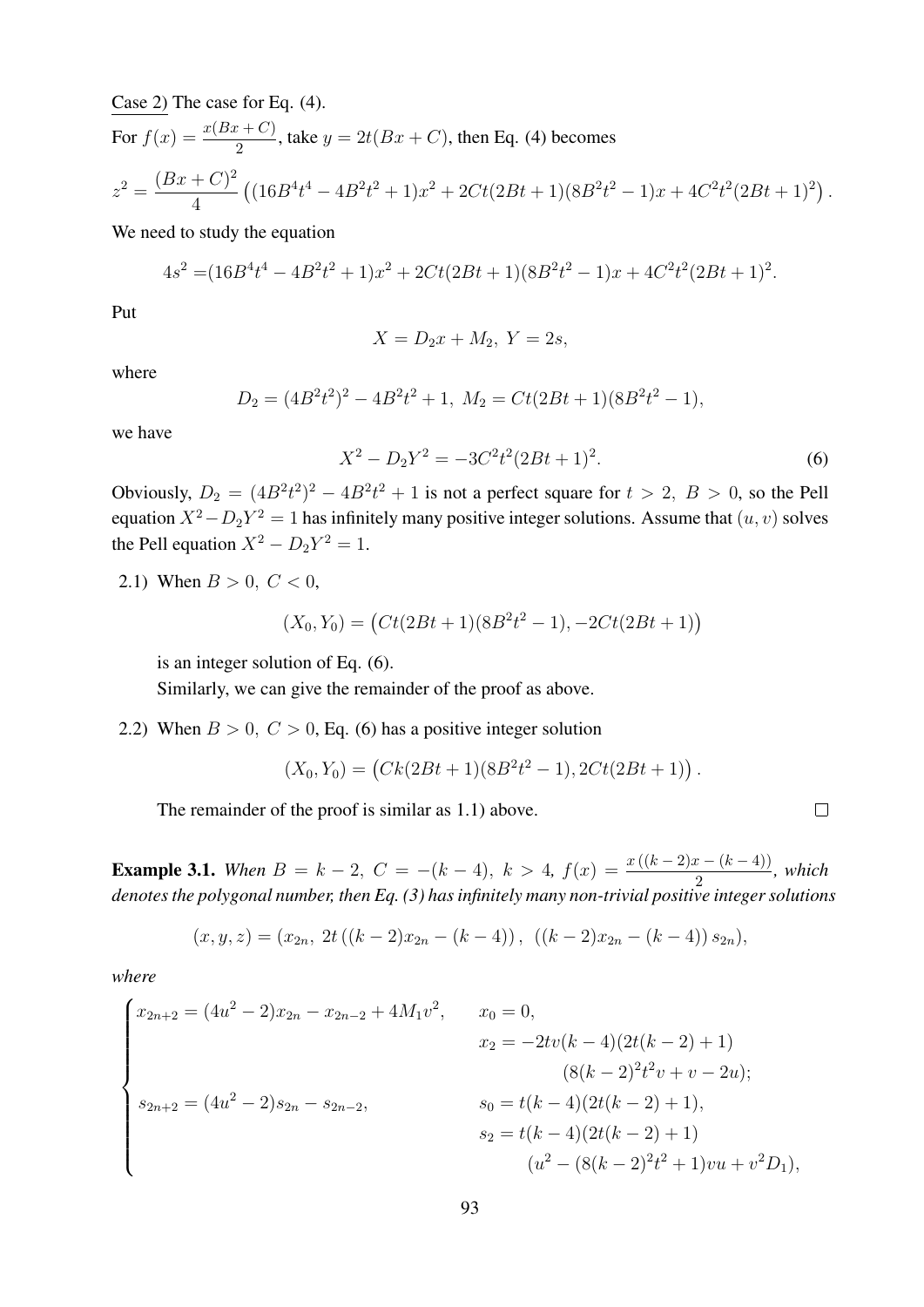Case 2) The case for Eq. (4).

For $f(x) = \frac{x(Bx+C)}{2}$, take $y = 2t(Bx+C)$, then Eq. (4) becomes

$$z^2 = \frac{(Bx+C)^2}{4}\left((16B^4t^4 - 4B^2t^2+1)x^2 + 2Ct(2Bt+1)(8B^2t^2-1)x + 4C^2t^2(2Bt+1)^2\right).$$

We need to study the equation

$$4s^2 =(16B^4t^4 - 4B^2t^2+1)x^2 + 2Ct(2Bt+1)(8B^2t^2-1)x + 4C^2t^2(2Bt+1)^2.$$

Put

$$X = D_2x + M_2,\ Y = 2s,$$

where

$$D_2 = (4B^2t^2)^2 - 4B^2t^2 + 1,\ M_2 = Ct(2Bt+1)(8B^2t^2-1),$$

we have

$$X^2 - D_2Y^2 = -3C^2t^2(2Bt+1)^2. \tag{6}$$

Obviously, $D_2 = (4B^2t^2)^2 - 4B^2t^2 + 1$ is not a perfect square for $t > 2,\ B > 0$, so the Pell equation $X^2 - D_2Y^2 = 1$ has infinitely many positive integer solutions. Assume that $(u, v)$ solves the Pell equation $X^2 - D_2Y^2 = 1$.

2.1) When $B > 0,\ C < 0$,

$$(X_0, Y_0) = \left(Ct(2Bt+1)(8B^2t^2-1), -2Ct(2Bt+1)\right)$$

is an integer solution of Eq. (6).

Similarly, we can give the remainder of the proof as above.

2.2) When $B > 0,\ C > 0$, Eq. (6) has a positive integer solution

$$(X_0, Y_0) = \left(Ck(2Bt+1)(8B^2t^2-1), 2Ct(2Bt+1)\right).$$

The remainder of the proof is similar as 1.1) above. □

**Example 3.1.** *When $B = k-2,\ C = -(k-4),\ k > 4,\ f(x) = \frac{x((k-2)x-(k-4))}{2}$, which denotes the polygonal number, then Eq. (3) has infinitely many non-trivial positive integer solutions*

$$(x, y, z) = (x_{2n},\ 2t\left((k-2)x_{2n} - (k-4)\right),\ \left((k-2)x_{2n} - (k-4)\right)s_{2n}),$$

*where*

$$\begin{cases} x_{2n+2} = (4u^2-2)x_{2n} - x_{2n-2} + 4M_1v^2, & x_0 = 0, \\ & x_2 = -2tv(k-4)(2t(k-2)+1) \\ & \qquad (8(k-2)^2t^2v + v - 2u); \\ s_{2n+2} = (4u^2-2)s_{2n} - s_{2n-2}, & s_0 = t(k-4)(2t(k-2)+1), \\ & s_2 = t(k-4)(2t(k-2)+1) \\ & \qquad (u^2 - (8(k-2)^2t^2+1)vu + v^2D_1), \end{cases}$$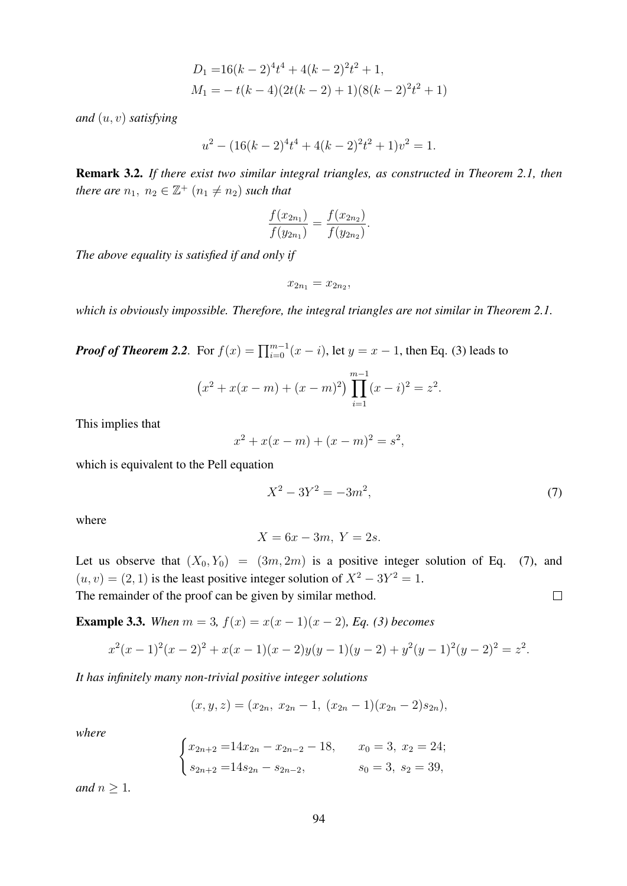$$
\begin{aligned}
D_1 =& 16(k-2)^4t^4 + 4(k-2)^2t^2 + 1, \\
M_1 =& -t(k-4)(2t(k-2)+1)(8(k-2)^2t^2+1)
\end{aligned}
$$

*and* $(u, v)$ *satisfying*

$$
u^2 - (16(k-2)^4t^4 + 4(k-2)^2t^2 + 1)v^2 = 1.
$$

**Remark 3.2.** *If there exist two similar integral triangles, as constructed in Theorem 2.1, then there are* $n_1,\ n_2 \in \mathbb{Z}^+$ $(n_1 \neq n_2)$ *such that*

$$
\frac{f(x_{2n_1})}{f(y_{2n_1})} = \frac{f(x_{2n_2})}{f(y_{2n_2})}.
$$

*The above equality is satisfied if and only if*

$$
x_{2n_1} = x_{2n_2},
$$

*which is obviously impossible. Therefore, the integral triangles are not similar in Theorem 2.1.*

***Proof of Theorem 2.2***. For $f(x) = \prod_{i=0}^{m-1}(x-i)$, let $y = x - 1$, then Eq. (3) leads to

$$
\left(x^2 + x(x-m) + (x-m)^2\right) \prod_{i=1}^{m-1}(x-i)^2 = z^2.
$$

This implies that

$$
x^2 + x(x-m) + (x-m)^2 = s^2,
$$

which is equivalent to the Pell equation

$$
X^2 - 3Y^2 = -3m^2, \tag{7}
$$

where

$$
X = 6x - 3m,\ Y = 2s.
$$

Let us observe that $(X_0, Y_0) = (3m, 2m)$ is a positive integer solution of Eq. (7), and $(u, v) = (2, 1)$ is the least positive integer solution of $X^2 - 3Y^2 = 1$.
The remainder of the proof can be given by similar method. $\square$

**Example 3.3.** *When* $m = 3$*,* $f(x) = x(x-1)(x-2)$*, Eq. (3) becomes*

$$
x^2(x-1)^2(x-2)^2 + x(x-1)(x-2)y(y-1)(y-2) + y^2(y-1)^2(y-2)^2 = z^2.
$$

*It has infinitely many non-trivial positive integer solutions*

$$
(x, y, z) = (x_{2n},\ x_{2n} - 1,\ (x_{2n} - 1)(x_{2n} - 2)s_{2n}),
$$

*where*

$$
\begin{cases}
x_{2n+2} = 14x_{2n} - x_{2n-2} - 18, & x_0 = 3,\ x_2 = 24; \\
s_{2n+2} = 14s_{2n} - s_{2n-2}, & s_0 = 3,\ s_2 = 39,
\end{cases}
$$

*and* $n \geq 1$.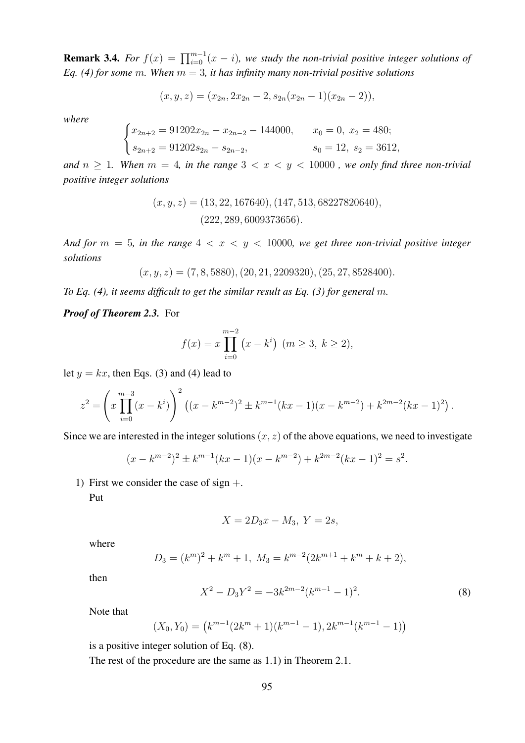**Remark 3.4.** *For $f(x) = \prod_{i=0}^{m-1}(x-i)$, we study the non-trivial positive integer solutions of Eq. (4) for some $m$. When $m = 3$, it has infinity many non-trivial positive solutions*

$$(x, y, z) = (x_{2n}, 2x_{2n} - 2, s_{2n}(x_{2n} - 1)(x_{2n} - 2)),$$

*where*

$$\begin{cases} x_{2n+2} = 91202x_{2n} - x_{2n-2} - 144000, & x_0 = 0,\ x_2 = 480; \\ s_{2n+2} = 91202s_{2n} - s_{2n-2}, & s_0 = 12,\ s_2 = 3612, \end{cases}$$

*and $n \geq 1$. When $m = 4$, in the range $3 < x < y < 10000$ , we only find three non-trivial positive integer solutions*

$$(x, y, z) = (13, 22, 167640), (147, 513, 68227820640), \\ (222, 289, 6009373656).$$

*And for $m = 5$, in the range $4 < x < y < 10000$, we get three non-trivial positive integer solutions*

$$(x, y, z) = (7, 8, 5880), (20, 21, 2209320), (25, 27, 8528400).$$

*To Eq. (4), it seems difficult to get the similar result as Eq. (3) for general $m$.*

***Proof of Theorem 2.3.*** For

$$f(x) = x \prod_{i=0}^{m-2} \left(x - k^i\right) \ (m \geq 3,\ k \geq 2),$$

let $y = kx$, then Eqs. (3) and (4) lead to

$$z^2 = \left( x \prod_{i=0}^{m-3} (x - k^i) \right)^2 \left( (x - k^{m-2})^2 \pm k^{m-1}(kx - 1)(x - k^{m-2}) + k^{2m-2}(kx - 1)^2 \right).$$

Since we are interested in the integer solutions $(x, z)$ of the above equations, we need to investigate

$$(x - k^{m-2})^2 \pm k^{m-1}(kx - 1)(x - k^{m-2}) + k^{2m-2}(kx - 1)^2 = s^2.$$

1) First we consider the case of sign $+$.

   Put

   $$X = 2D_3 x - M_3,\ Y = 2s,$$

   where

   $$D_3 = (k^m)^2 + k^m + 1,\ M_3 = k^{m-2}(2k^{m+1} + k^m + k + 2),$$

   then

   $$X^2 - D_3 Y^2 = -3k^{2m-2}(k^{m-1} - 1)^2. \tag{8}$$

   Note that

   $$(X_0, Y_0) = \left(k^{m-1}(2k^m + 1)(k^{m-1} - 1), 2k^{m-1}(k^{m-1} - 1)\right)$$

   is a positive integer solution of Eq. (8).

   The rest of the procedure are the same as 1.1) in Theorem 2.1.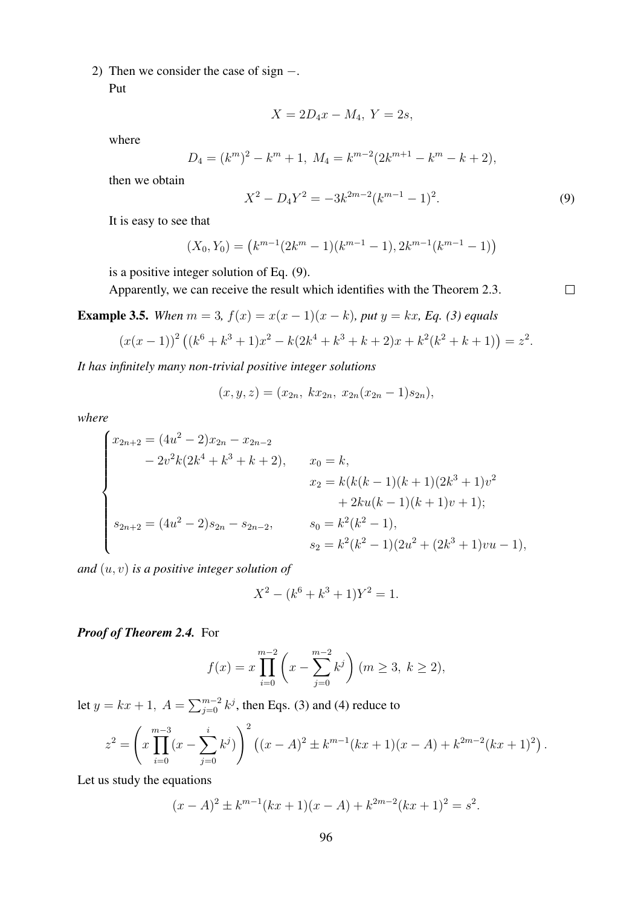2) Then we consider the case of sign $-$.

   Put

$$X = 2D_4x - M_4,\ Y = 2s,$$

   where

$$D_4 = (k^m)^2 - k^m + 1,\ M_4 = k^{m-2}(2k^{m+1} - k^m - k + 2),$$

   then we obtain

$$X^2 - D_4Y^2 = -3k^{2m-2}(k^{m-1} - 1)^2. \tag{9}$$

   It is easy to see that

$$(X_0, Y_0) = \left(k^{m-1}(2k^m - 1)(k^{m-1} - 1), 2k^{m-1}(k^{m-1} - 1)\right)$$

   is a positive integer solution of Eq. (9).

   Apparently, we can receive the result which identifies with the Theorem 2.3. $\square$

**Example 3.5.** *When $m = 3$, $f(x) = x(x-1)(x-k)$, put $y = kx$, Eq. (3) equals*

$$(x(x-1))^2\left((k^6 + k^3 + 1)x^2 - k(2k^4 + k^3 + k + 2)x + k^2(k^2 + k + 1)\right) = z^2.$$

*It has infinitely many non-trivial positive integer solutions*

$$(x, y, z) = (x_{2n},\ kx_{2n},\ x_{2n}(x_{2n} - 1)s_{2n}),$$

*where*

$$\begin{cases} x_{2n+2} = (4u^2 - 2)x_{2n} - x_{2n-2} & \\ \qquad - 2v^2k(2k^4 + k^3 + k + 2), & x_0 = k, \\ & x_2 = k(k(k-1)(k+1)(2k^3+1)v^2 \\ & \qquad + 2ku(k-1)(k+1)v + 1); \\ s_{2n+2} = (4u^2 - 2)s_{2n} - s_{2n-2}, & s_0 = k^2(k^2 - 1), \\ & s_2 = k^2(k^2-1)(2u^2 + (2k^3+1)vu - 1), \end{cases}$$

*and $(u, v)$ is a positive integer solution of*

$$X^2 - (k^6 + k^3 + 1)Y^2 = 1.$$

***Proof of Theorem 2.4.*** For

$$f(x) = x\prod_{i=0}^{m-2}\left(x - \sum_{j=0}^{m-2} k^j\right)\ (m \geq 3,\ k \geq 2),$$

let $y = kx + 1$, $A = \sum_{j=0}^{m-2} k^j$, then Eqs. (3) and (4) reduce to

$$z^2 = \left(x\prod_{i=0}^{m-3}(x - \sum_{j=0}^{i} k^j)\right)^2\left((x - A)^2 \pm k^{m-1}(kx+1)(x - A) + k^{2m-2}(kx+1)^2\right).$$

Let us study the equations

$$(x - A)^2 \pm k^{m-1}(kx+1)(x - A) + k^{2m-2}(kx+1)^2 = s^2.$$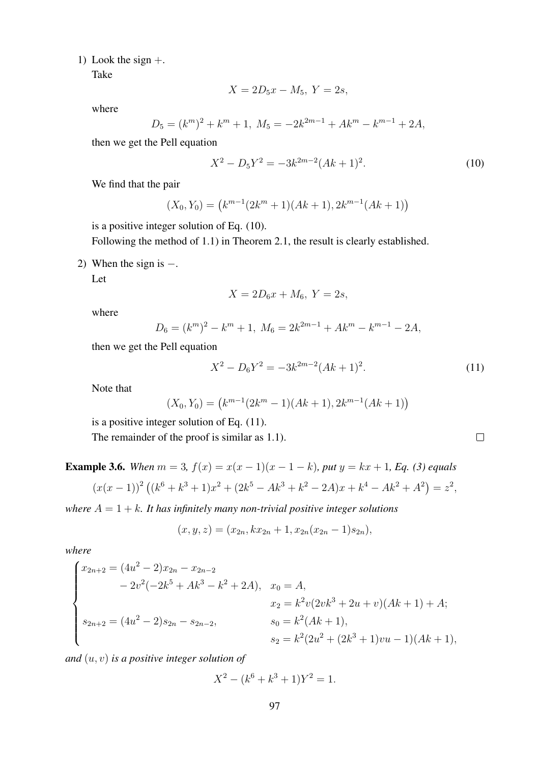1) Look the sign $+$.

   Take

$$X = 2D_5 x - M_5,\ Y = 2s,$$

   where

$$D_5 = (k^m)^2 + k^m + 1,\ M_5 = -2k^{2m-1} + Ak^m - k^{m-1} + 2A,$$

   then we get the Pell equation

$$X^2 - D_5 Y^2 = -3k^{2m-2}(Ak+1)^2. \tag{10}$$

   We find that the pair

$$(X_0, Y_0) = \big(k^{m-1}(2k^m + 1)(Ak+1), 2k^{m-1}(Ak+1)\big)$$

   is a positive integer solution of Eq. (10).

   Following the method of 1.1) in Theorem 2.1, the result is clearly established.

2) When the sign is $-$.

   Let

$$X = 2D_6 x + M_6,\ Y = 2s,$$

   where

$$D_6 = (k^m)^2 - k^m + 1,\ M_6 = 2k^{2m-1} + Ak^m - k^{m-1} - 2A,$$

   then we get the Pell equation

$$X^2 - D_6 Y^2 = -3k^{2m-2}(Ak+1)^2. \tag{11}$$

   Note that

$$(X_0, Y_0) = \big(k^{m-1}(2k^m - 1)(Ak+1), 2k^{m-1}(Ak+1)\big)$$

   is a positive integer solution of Eq. (11).

   The remainder of the proof is similar as 1.1). □

**Example 3.6.** *When $m = 3$, $f(x) = x(x-1)(x-1-k)$, put $y = kx + 1$, Eq. (3) equals*

$$(x(x-1))^2\left((k^6 + k^3 + 1)x^2 + (2k^5 - Ak^3 + k^2 - 2A)x + k^4 - Ak^2 + A^2\right) = z^2,$$

*where $A = 1 + k$. It has infinitely many non-trivial positive integer solutions*

$$(x, y, z) = (x_{2n}, kx_{2n} + 1, x_{2n}(x_{2n} - 1)s_{2n}),$$

*where*

$$\begin{cases} x_{2n+2} = (4u^2 - 2)x_{2n} - x_{2n-2} \\ \qquad\quad - 2v^2(-2k^5 + Ak^3 - k^2 + 2A), & x_0 = A, \\ & x_2 = k^2 v(2vk^3 + 2u + v)(Ak+1) + A; \\ s_{2n+2} = (4u^2 - 2)s_{2n} - s_{2n-2}, & s_0 = k^2(Ak+1), \\ & s_2 = k^2(2u^2 + (2k^3 + 1)vu - 1)(Ak+1), \end{cases}$$

*and $(u, v)$ is a positive integer solution of*

$$X^2 - (k^6 + k^3 + 1)Y^2 = 1.$$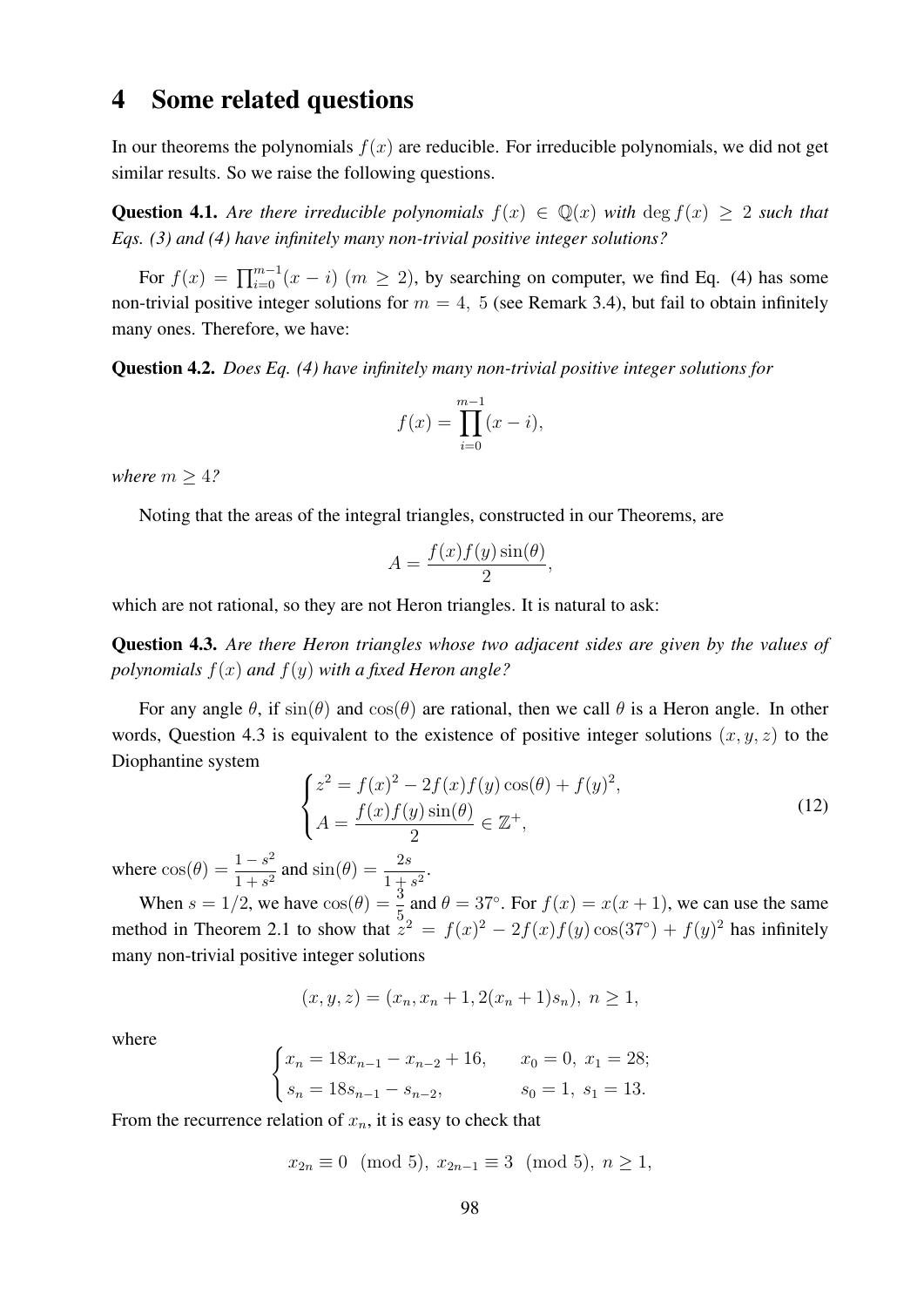# 4 Some related questions

In our theorems the polynomials $f(x)$ are reducible. For irreducible polynomials, we did not get similar results. So we raise the following questions.

**Question 4.1.** *Are there irreducible polynomials $f(x) \in \mathbb{Q}(x)$ with $\deg f(x) \geq 2$ such that Eqs. (3) and (4) have infinitely many non-trivial positive integer solutions?*

For $f(x) = \prod_{i=0}^{m-1}(x-i)$ $(m \geq 2)$, by searching on computer, we find Eq. (4) has some non-trivial positive integer solutions for $m = 4,\ 5$ (see Remark 3.4), but fail to obtain infinitely many ones. Therefore, we have:

**Question 4.2.** *Does Eq. (4) have infinitely many non-trivial positive integer solutions for*

$$f(x) = \prod_{i=0}^{m-1}(x-i),$$

*where $m \geq 4$?*

Noting that the areas of the integral triangles, constructed in our Theorems, are

$$A = \frac{f(x)f(y)\sin(\theta)}{2},$$

which are not rational, so they are not Heron triangles. It is natural to ask:

**Question 4.3.** *Are there Heron triangles whose two adjacent sides are given by the values of polynomials $f(x)$ and $f(y)$ with a fixed Heron angle?*

For any angle $\theta$, if $\sin(\theta)$ and $\cos(\theta)$ are rational, then we call $\theta$ is a Heron angle. In other words, Question 4.3 is equivalent to the existence of positive integer solutions $(x, y, z)$ to the Diophantine system

$$\begin{cases} z^2 = f(x)^2 - 2f(x)f(y)\cos(\theta) + f(y)^2, \\ A = \dfrac{f(x)f(y)\sin(\theta)}{2} \in \mathbb{Z}^+, \end{cases} \tag{12}$$

where $\cos(\theta) = \dfrac{1-s^2}{1+s^2}$ and $\sin(\theta) = \dfrac{2s}{1+s^2}$.

When $s = 1/2$, we have $\cos(\theta) = \dfrac{3}{5}$ and $\theta = 37^\circ$. For $f(x) = x(x+1)$, we can use the same method in Theorem 2.1 to show that $z^2 = f(x)^2 - 2f(x)f(y)\cos(37^\circ) + f(y)^2$ has infinitely many non-trivial positive integer solutions

$$(x, y, z) = (x_n, x_n + 1, 2(x_n + 1)s_n),\ n \geq 1,$$

where

$$\begin{cases} x_n = 18x_{n-1} - x_{n-2} + 16, & x_0 = 0,\ x_1 = 28; \\ s_n = 18s_{n-1} - s_{n-2}, & s_0 = 1,\ s_1 = 13. \end{cases}$$

From the recurrence relation of $x_n$, it is easy to check that

$$x_{2n} \equiv 0 \pmod 5,\ x_{2n-1} \equiv 3 \pmod 5,\ n \geq 1,$$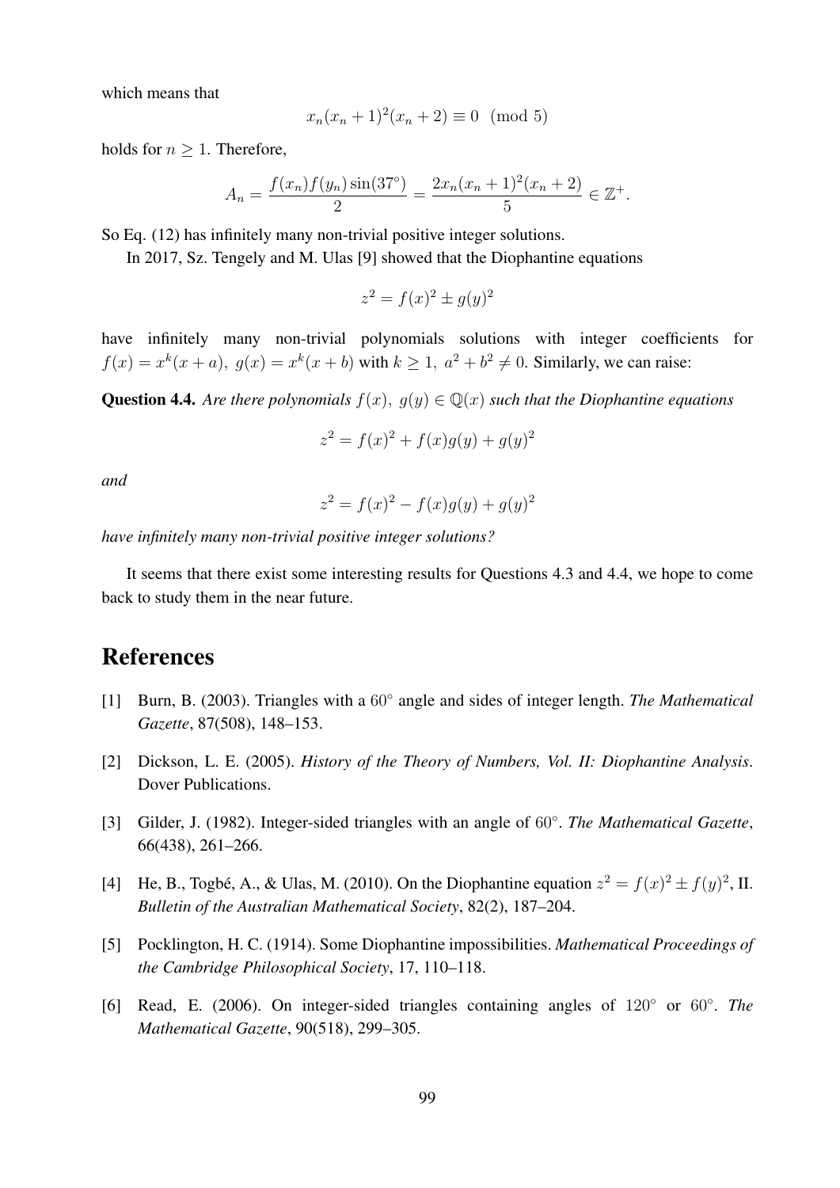which means that

$$x_n(x_n+1)^2(x_n+2) \equiv 0 \pmod 5$$

holds for $n \geq 1$. Therefore,

$$A_n = \frac{f(x_n)f(y_n)\sin(37^\circ)}{2} = \frac{2x_n(x_n+1)^2(x_n+2)}{5} \in \mathbb{Z}^+.$$

So Eq. (12) has infinitely many non-trivial positive integer solutions.

In 2017, Sz. Tengely and M. Ulas [9] showed that the Diophantine equations

$$z^2 = f(x)^2 \pm g(y)^2$$

have infinitely many non-trivial polynomials solutions with integer coefficients for $f(x) = x^k(x+a),\ g(x) = x^k(x+b)$ with $k \geq 1,\ a^2+b^2 \neq 0$. Similarly, we can raise:

**Question 4.4.** *Are there polynomials $f(x),\ g(y) \in \mathbb{Q}(x)$ such that the Diophantine equations*

$$z^2 = f(x)^2 + f(x)g(y) + g(y)^2$$

*and*

$$z^2 = f(x)^2 - f(x)g(y) + g(y)^2$$

*have infinitely many non-trivial positive integer solutions?*

It seems that there exist some interesting results for Questions 4.3 and 4.4, we hope to come back to study them in the near future.

## References

[1] Burn, B. (2003). Triangles with a $60^\circ$ angle and sides of integer length. *The Mathematical Gazette*, 87(508), 148–153.

[2] Dickson, L. E. (2005). *History of the Theory of Numbers, Vol. II: Diophantine Analysis*. Dover Publications.

[3] Gilder, J. (1982). Integer-sided triangles with an angle of $60^\circ$. *The Mathematical Gazette*, 66(438), 261–266.

[4] He, B., Togbé, A., & Ulas, M. (2010). On the Diophantine equation $z^2 = f(x)^2 \pm f(y)^2$, II. *Bulletin of the Australian Mathematical Society*, 82(2), 187–204.

[5] Pocklington, H. C. (1914). Some Diophantine impossibilities. *Mathematical Proceedings of the Cambridge Philosophical Society*, 17, 110–118.

[6] Read, E. (2006). On integer-sided triangles containing angles of $120^\circ$ or $60^\circ$. *The Mathematical Gazette*, 90(518), 299–305.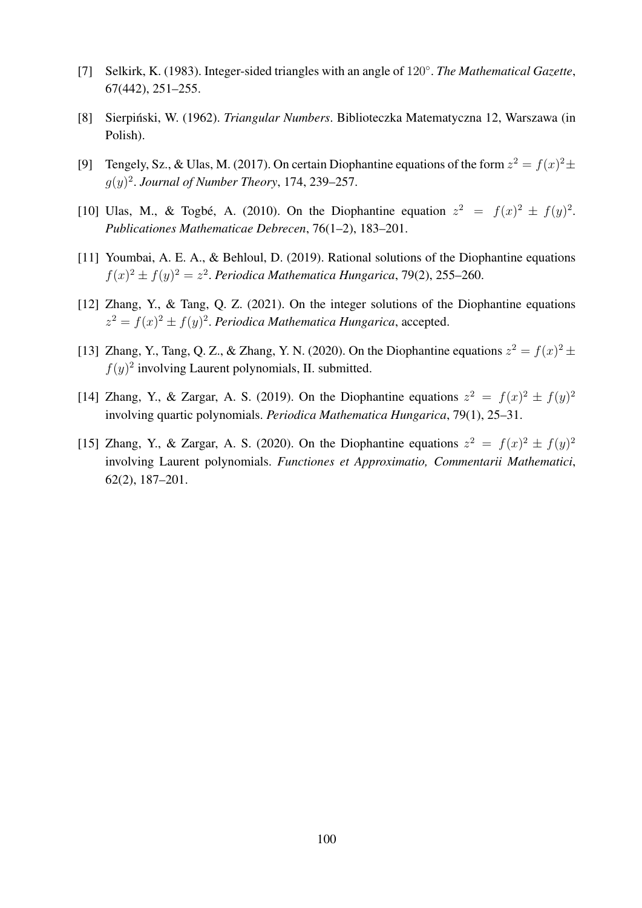[7] Selkirk, K. (1983). Integer-sided triangles with an angle of $120^\circ$. *The Mathematical Gazette*, 67(442), 251–255.

[8] Sierpiński, W. (1962). *Triangular Numbers*. Biblioteczka Matematyczna 12, Warszawa (in Polish).

[9] Tengely, Sz., & Ulas, M. (2017). On certain Diophantine equations of the form $z^2 = f(x)^2 \pm g(y)^2$. *Journal of Number Theory*, 174, 239–257.

[10] Ulas, M., & Togbé, A. (2010). On the Diophantine equation $z^2 = f(x)^2 \pm f(y)^2$. *Publicationes Mathematicae Debrecen*, 76(1–2), 183–201.

[11] Youmbai, A. E. A., & Behloul, D. (2019). Rational solutions of the Diophantine equations $f(x)^2 \pm f(y)^2 = z^2$. *Periodica Mathematica Hungarica*, 79(2), 255–260.

[12] Zhang, Y., & Tang, Q. Z. (2021). On the integer solutions of the Diophantine equations $z^2 = f(x)^2 \pm f(y)^2$. *Periodica Mathematica Hungarica*, accepted.

[13] Zhang, Y., Tang, Q. Z., & Zhang, Y. N. (2020). On the Diophantine equations $z^2 = f(x)^2 \pm f(y)^2$ involving Laurent polynomials, II. submitted.

[14] Zhang, Y., & Zargar, A. S. (2019). On the Diophantine equations $z^2 = f(x)^2 \pm f(y)^2$ involving quartic polynomials. *Periodica Mathematica Hungarica*, 79(1), 25–31.

[15] Zhang, Y., & Zargar, A. S. (2020). On the Diophantine equations $z^2 = f(x)^2 \pm f(y)^2$ involving Laurent polynomials. *Functiones et Approximatio, Commentarii Mathematici*, 62(2), 187–201.